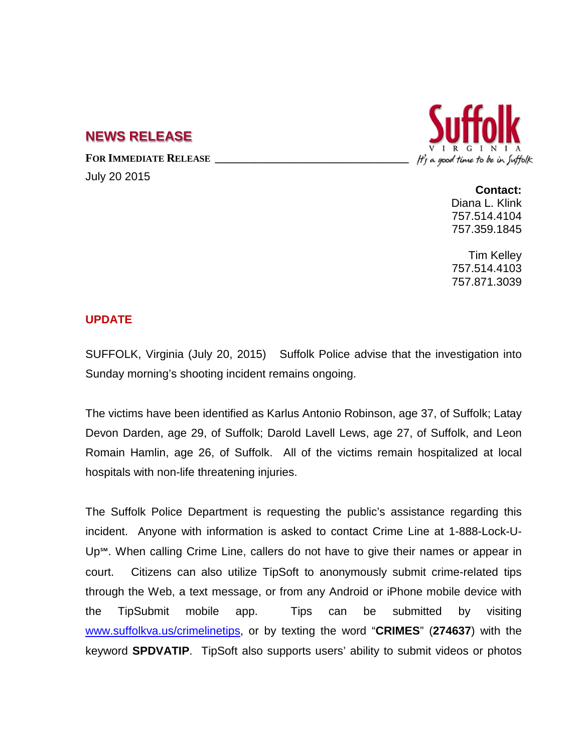## NEWS RELEASE

**FOR IMMEDIATE RELEASE**

July 20 2015

Suffolk
VIRGINIA
It's a good time to be in Suffolk

**Contact:**
Diana L. Klink
757.514.4104
757.359.1845

Tim Kelley
757.514.4103
757.871.3039

**UPDATE**

SUFFOLK, Virginia (July 20, 2015) Suffolk Police advise that the investigation into Sunday morning's shooting incident remains ongoing.

The victims have been identified as Karlus Antonio Robinson, age 37, of Suffolk; Latay Devon Darden, age 29, of Suffolk; Darold Lavell Lews, age 27, of Suffolk, and Leon Romain Hamlin, age 26, of Suffolk. All of the victims remain hospitalized at local hospitals with non-life threatening injuries.

The Suffolk Police Department is requesting the public's assistance regarding this incident. Anyone with information is asked to contact Crime Line at 1-888-Lock-U-Up℠. When calling Crime Line, callers do not have to give their names or appear in court. Citizens can also utilize TipSoft to anonymously submit crime-related tips through the Web, a text message, or from any Android or iPhone mobile device with the TipSubmit mobile app. Tips can be submitted by visiting www.suffolkva.us/crimelinetips, or by texting the word "**CRIMES**" (**274637**) with the keyword **SPDVATIP**. TipSoft also supports users' ability to submit videos or photos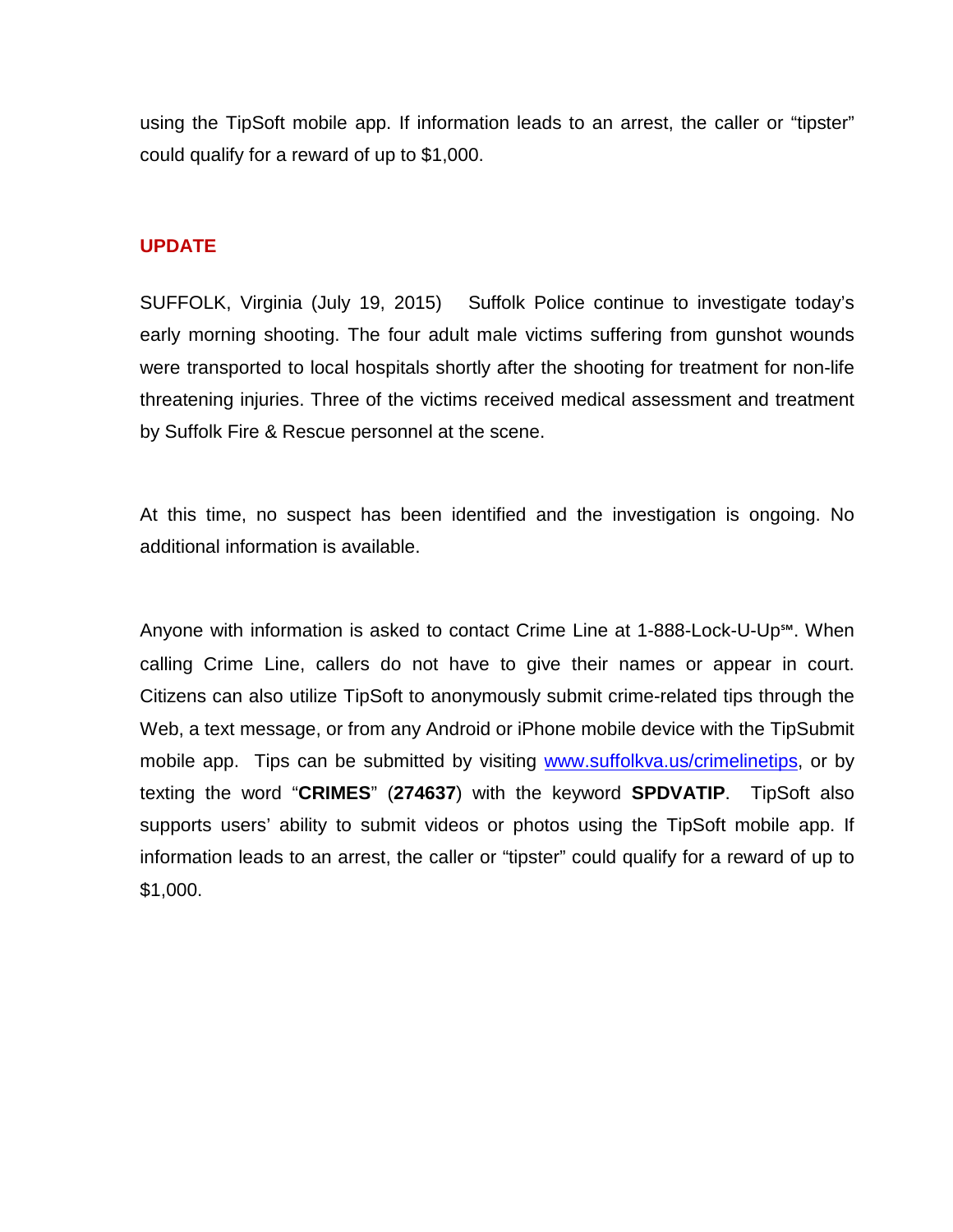using the TipSoft mobile app. If information leads to an arrest, the caller or "tipster" could qualify for a reward of up to $1,000.

**UPDATE**

SUFFOLK, Virginia (July 19, 2015)   Suffolk Police continue to investigate today's early morning shooting. The four adult male victims suffering from gunshot wounds were transported to local hospitals shortly after the shooting for treatment for non-life threatening injuries. Three of the victims received medical assessment and treatment by Suffolk Fire & Rescue personnel at the scene.

At this time, no suspect has been identified and the investigation is ongoing. No additional information is available.

Anyone with information is asked to contact Crime Line at 1-888-Lock-U-Up℠. When calling Crime Line, callers do not have to give their names or appear in court. Citizens can also utilize TipSoft to anonymously submit crime-related tips through the Web, a text message, or from any Android or iPhone mobile device with the TipSubmit mobile app.  Tips can be submitted by visiting www.suffolkva.us/crimelinetips, or by texting the word "**CRIMES**" (**274637**) with the keyword **SPDVATIP**.  TipSoft also supports users' ability to submit videos or photos using the TipSoft mobile app. If information leads to an arrest, the caller or "tipster" could qualify for a reward of up to $1,000.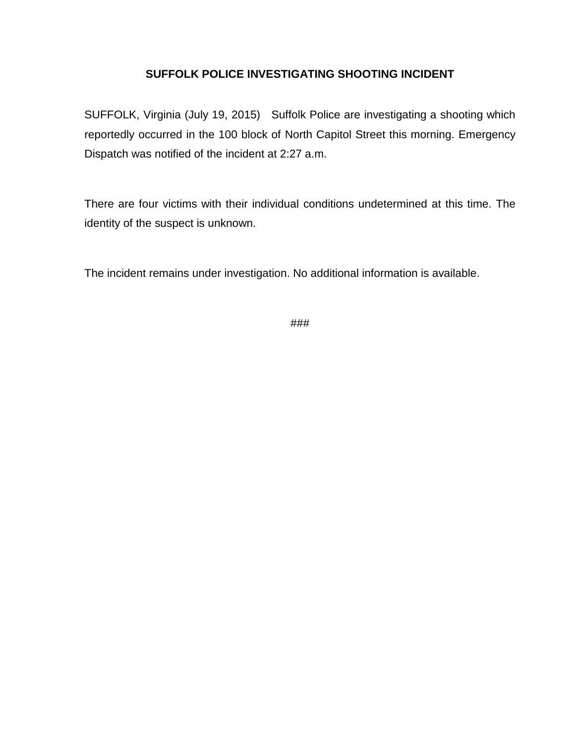**SUFFOLK POLICE INVESTIGATING SHOOTING INCIDENT**

SUFFOLK, Virginia (July 19, 2015) Suffolk Police are investigating a shooting which reportedly occurred in the 100 block of North Capitol Street this morning. Emergency Dispatch was notified of the incident at 2:27 a.m.

There are four victims with their individual conditions undetermined at this time. The identity of the suspect is unknown.

The incident remains under investigation. No additional information is available.

###